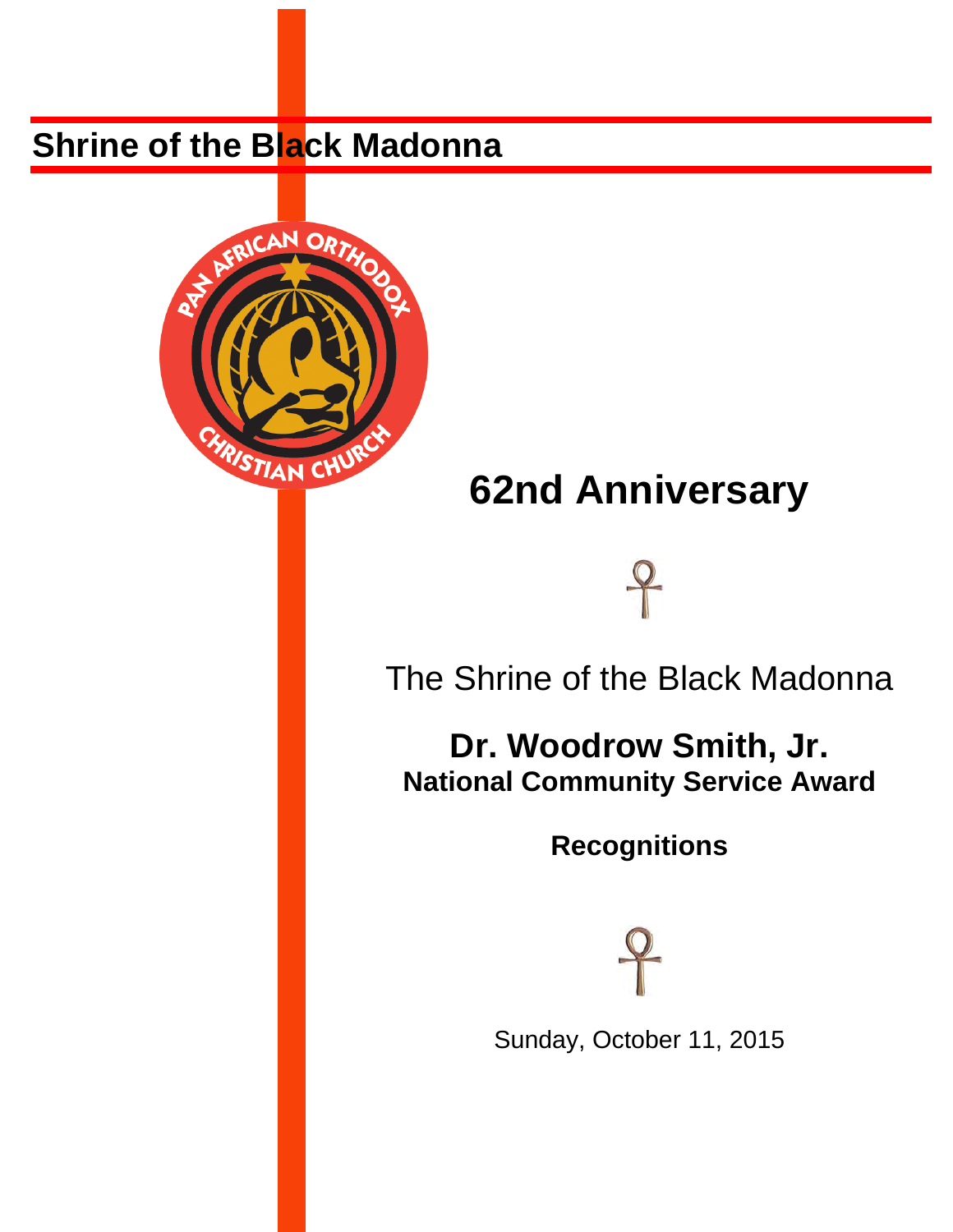# Shrine of the Black Madonna

PAN AFRICAN ORTHODOX CHRISTIAN CHURCH

## 62nd Anniversary

The Shrine of the Black Madonna

**Dr. Woodrow Smith, Jr.**
**National Community Service Award**

**Recognitions**

Sunday, October 11, 2015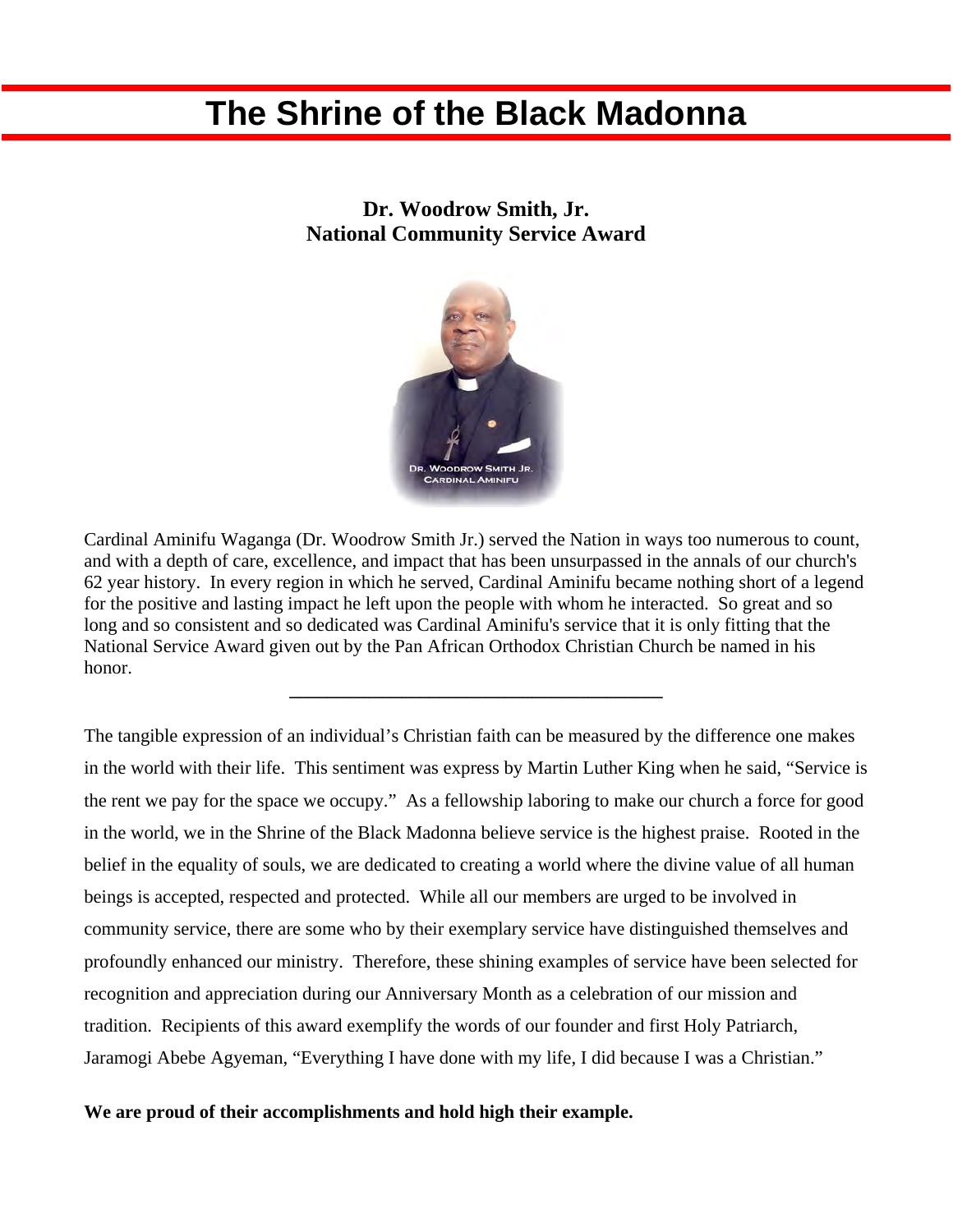# The Shrine of the Black Madonna

**Dr. Woodrow Smith, Jr.**
**National Community Service Award**

Cardinal Aminifu Waganga (Dr. Woodrow Smith Jr.) served the Nation in ways too numerous to count, and with a depth of care, excellence, and impact that has been unsurpassed in the annals of our church's 62 year history. In every region in which he served, Cardinal Aminifu became nothing short of a legend for the positive and lasting impact he left upon the people with whom he interacted. So great and so long and so consistent and so dedicated was Cardinal Aminifu's service that it is only fitting that the National Service Award given out by the Pan African Orthodox Christian Church be named in his honor.

---

The tangible expression of an individual's Christian faith can be measured by the difference one makes in the world with their life. This sentiment was express by Martin Luther King when he said, "Service is the rent we pay for the space we occupy." As a fellowship laboring to make our church a force for good in the world, we in the Shrine of the Black Madonna believe service is the highest praise. Rooted in the belief in the equality of souls, we are dedicated to creating a world where the divine value of all human beings is accepted, respected and protected. While all our members are urged to be involved in community service, there are some who by their exemplary service have distinguished themselves and profoundly enhanced our ministry. Therefore, these shining examples of service have been selected for recognition and appreciation during our Anniversary Month as a celebration of our mission and tradition. Recipients of this award exemplify the words of our founder and first Holy Patriarch, Jaramogi Abebe Agyeman, "Everything I have done with my life, I did because I was a Christian."

**We are proud of their accomplishments and hold high their example.**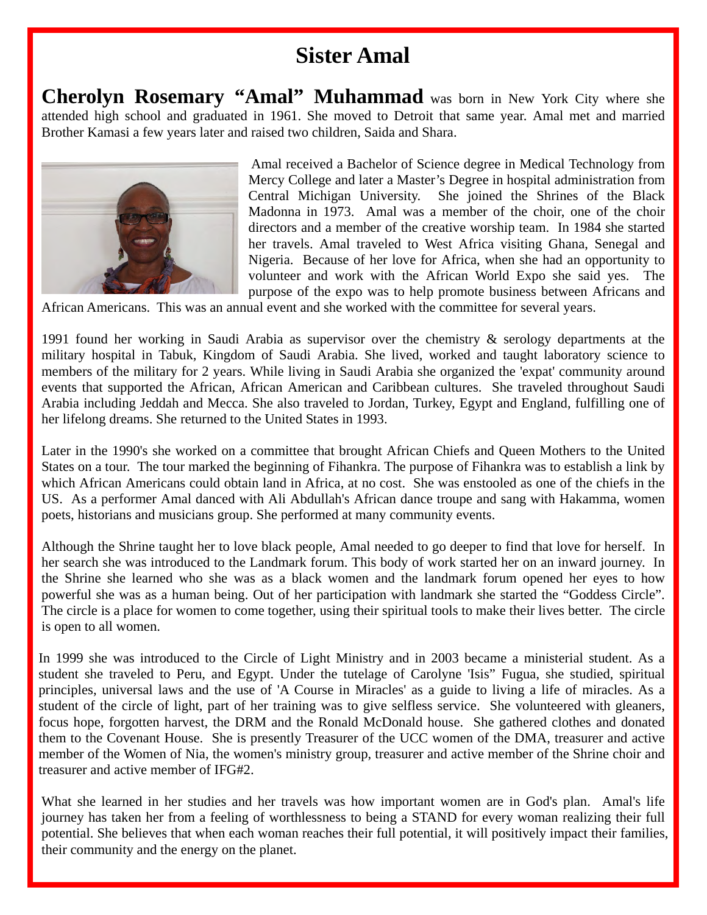# Sister Amal

**Cherolyn Rosemary "Amal" Muhammad** was born in New York City where she attended high school and graduated in 1961. She moved to Detroit that same year. Amal met and married Brother Kamasi a few years later and raised two children, Saida and Shara.

Amal received a Bachelor of Science degree in Medical Technology from Mercy College and later a Master's Degree in hospital administration from Central Michigan University. She joined the Shrines of the Black Madonna in 1973. Amal was a member of the choir, one of the choir directors and a member of the creative worship team. In 1984 she started her travels. Amal traveled to West Africa visiting Ghana, Senegal and Nigeria. Because of her love for Africa, when she had an opportunity to volunteer and work with the African World Expo she said yes. The purpose of the expo was to help promote business between Africans and African Americans. This was an annual event and she worked with the committee for several years.

1991 found her working in Saudi Arabia as supervisor over the chemistry & serology departments at the military hospital in Tabuk, Kingdom of Saudi Arabia. She lived, worked and taught laboratory science to members of the military for 2 years. While living in Saudi Arabia she organized the 'expat' community around events that supported the African, African American and Caribbean cultures. She traveled throughout Saudi Arabia including Jeddah and Mecca. She also traveled to Jordan, Turkey, Egypt and England, fulfilling one of her lifelong dreams. She returned to the United States in 1993.

Later in the 1990's she worked on a committee that brought African Chiefs and Queen Mothers to the United States on a tour. The tour marked the beginning of Fihankra. The purpose of Fihankra was to establish a link by which African Americans could obtain land in Africa, at no cost. She was enstooled as one of the chiefs in the US. As a performer Amal danced with Ali Abdullah's African dance troupe and sang with Hakamma, women poets, historians and musicians group. She performed at many community events.

Although the Shrine taught her to love black people, Amal needed to go deeper to find that love for herself. In her search she was introduced to the Landmark forum. This body of work started her on an inward journey. In the Shrine she learned who she was as a black women and the landmark forum opened her eyes to how powerful she was as a human being. Out of her participation with landmark she started the "Goddess Circle". The circle is a place for women to come together, using their spiritual tools to make their lives better. The circle is open to all women.

In 1999 she was introduced to the Circle of Light Ministry and in 2003 became a ministerial student. As a student she traveled to Peru, and Egypt. Under the tutelage of Carolyne 'Isis" Fugua, she studied, spiritual principles, universal laws and the use of 'A Course in Miracles' as a guide to living a life of miracles. As a student of the circle of light, part of her training was to give selfless service. She volunteered with gleaners, focus hope, forgotten harvest, the DRM and the Ronald McDonald house. She gathered clothes and donated them to the Covenant House. She is presently Treasurer of the UCC women of the DMA, treasurer and active member of the Women of Nia, the women's ministry group, treasurer and active member of the Shrine choir and treasurer and active member of IFG#2.

What she learned in her studies and her travels was how important women are in God's plan. Amal's life journey has taken her from a feeling of worthlessness to being a STAND for every woman realizing their full potential. She believes that when each woman reaches their full potential, it will positively impact their families, their community and the energy on the planet.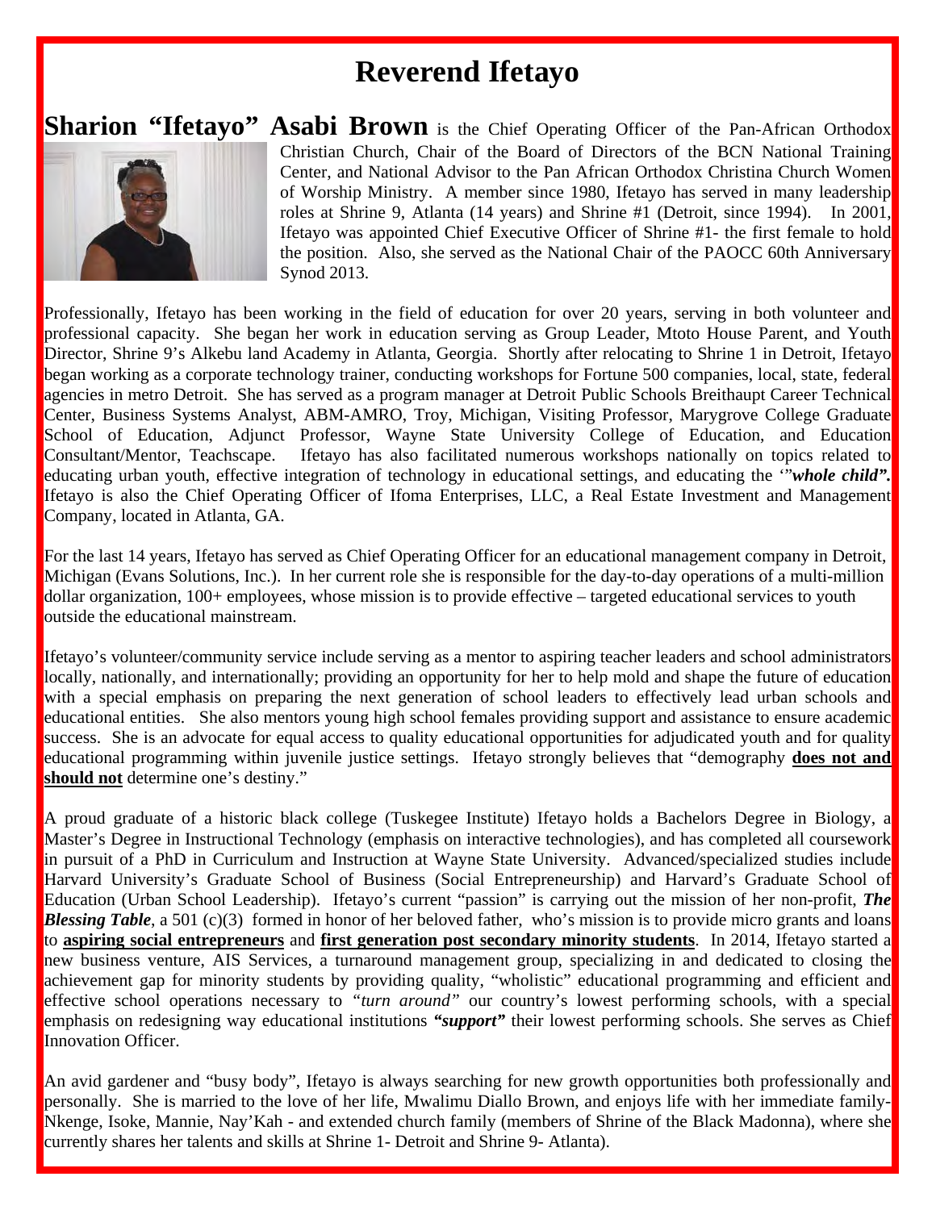# Reverend Ifetayo

**Sharion "Ifetayo" Asabi Brown** is the Chief Operating Officer of the Pan-African Orthodox Christian Church, Chair of the Board of Directors of the BCN National Training Center, and National Advisor to the Pan African Orthodox Christina Church Women of Worship Ministry. A member since 1980, Ifetayo has served in many leadership roles at Shrine 9, Atlanta (14 years) and Shrine #1 (Detroit, since 1994). In 2001, Ifetayo was appointed Chief Executive Officer of Shrine #1- the first female to hold the position. Also, she served as the National Chair of the PAOCC 60th Anniversary Synod 2013.

Professionally, Ifetayo has been working in the field of education for over 20 years, serving in both volunteer and professional capacity. She began her work in education serving as Group Leader, Mtoto House Parent, and Youth Director, Shrine 9's Alkebu land Academy in Atlanta, Georgia. Shortly after relocating to Shrine 1 in Detroit, Ifetayo began working as a corporate technology trainer, conducting workshops for Fortune 500 companies, local, state, federal agencies in metro Detroit. She has served as a program manager at Detroit Public Schools Breithaupt Career Technical Center, Business Systems Analyst, ABM-AMRO, Troy, Michigan, Visiting Professor, Marygrove College Graduate School of Education, Adjunct Professor, Wayne State University College of Education, and Education Consultant/Mentor, Teachscape. Ifetayo has also facilitated numerous workshops nationally on topics related to educating urban youth, effective integration of technology in educational settings, and educating the '"***whole child".*** Ifetayo is also the Chief Operating Officer of Ifoma Enterprises, LLC, a Real Estate Investment and Management Company, located in Atlanta, GA.

For the last 14 years, Ifetayo has served as Chief Operating Officer for an educational management company in Detroit, Michigan (Evans Solutions, Inc.). In her current role she is responsible for the day-to-day operations of a multi-million dollar organization, 100+ employees, whose mission is to provide effective – targeted educational services to youth outside the educational mainstream.

Ifetayo's volunteer/community service include serving as a mentor to aspiring teacher leaders and school administrators locally, nationally, and internationally; providing an opportunity for her to help mold and shape the future of education with a special emphasis on preparing the next generation of school leaders to effectively lead urban schools and educational entities. She also mentors young high school females providing support and assistance to ensure academic success. She is an advocate for equal access to quality educational opportunities for adjudicated youth and for quality educational programming within juvenile justice settings. Ifetayo strongly believes that "demography **<u>does not and should not</u>** determine one's destiny."

A proud graduate of a historic black college (Tuskegee Institute) Ifetayo holds a Bachelors Degree in Biology, a Master's Degree in Instructional Technology (emphasis on interactive technologies), and has completed all coursework in pursuit of a PhD in Curriculum and Instruction at Wayne State University. Advanced/specialized studies include Harvard University's Graduate School of Business (Social Entrepreneurship) and Harvard's Graduate School of Education (Urban School Leadership). Ifetayo's current "passion" is carrying out the mission of her non-profit, ***The Blessing Table***, a 501 (c)(3) formed in honor of her beloved father, who's mission is to provide micro grants and loans to **<u>aspiring social entrepreneurs</u>** and **<u>first generation post secondary minority students</u>**. In 2014, Ifetayo started a new business venture, AIS Services, a turnaround management group, specializing in and dedicated to closing the achievement gap for minority students by providing quality, "wholistic" educational programming and efficient and effective school operations necessary to *"turn around"* our country's lowest performing schools, with a special emphasis on redesigning way educational institutions ***"support"*** their lowest performing schools. She serves as Chief Innovation Officer.

An avid gardener and "busy body", Ifetayo is always searching for new growth opportunities both professionally and personally. She is married to the love of her life, Mwalimu Diallo Brown, and enjoys life with her immediate family- Nkenge, Isoke, Mannie, Nay'Kah - and extended church family (members of Shrine of the Black Madonna), where she currently shares her talents and skills at Shrine 1- Detroit and Shrine 9- Atlanta).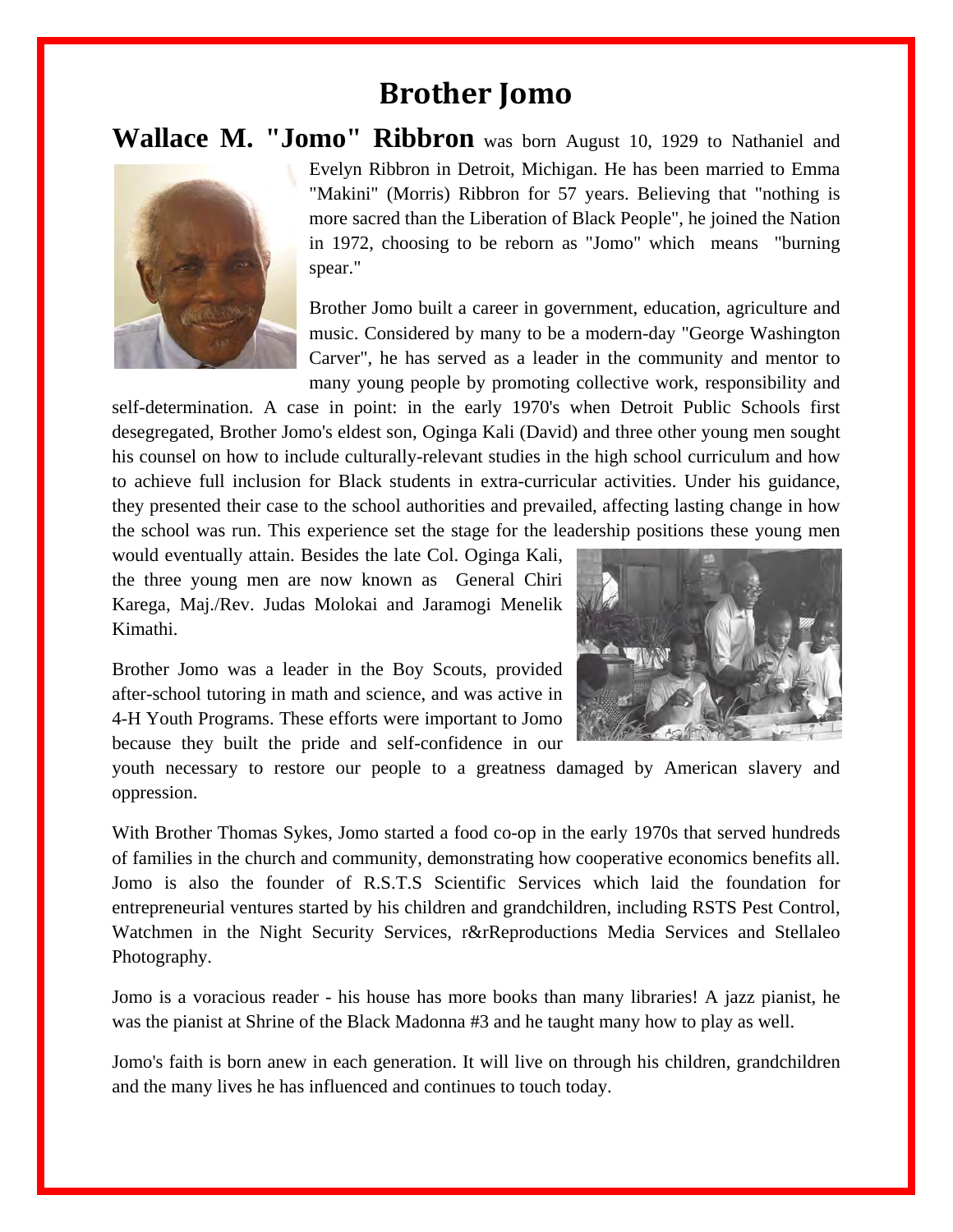# Brother Jomo

**Wallace M. "Jomo" Ribbron** was born August 10, 1929 to Nathaniel and Evelyn Ribbron in Detroit, Michigan. He has been married to Emma "Makini" (Morris) Ribbron for 57 years. Believing that "nothing is more sacred than the Liberation of Black People", he joined the Nation in 1972, choosing to be reborn as "Jomo" which means "burning spear."

Brother Jomo built a career in government, education, agriculture and music. Considered by many to be a modern-day "George Washington Carver", he has served as a leader in the community and mentor to many young people by promoting collective work, responsibility and self-determination. A case in point: in the early 1970's when Detroit Public Schools first desegregated, Brother Jomo's eldest son, Oginga Kali (David) and three other young men sought his counsel on how to include culturally-relevant studies in the high school curriculum and how to achieve full inclusion for Black students in extra-curricular activities. Under his guidance, they presented their case to the school authorities and prevailed, affecting lasting change in how the school was run. This experience set the stage for the leadership positions these young men would eventually attain. Besides the late Col. Oginga Kali, the three young men are now known as General Chiri Karega, Maj./Rev. Judas Molokai and Jaramogi Menelik Kimathi.

Brother Jomo was a leader in the Boy Scouts, provided after-school tutoring in math and science, and was active in 4-H Youth Programs. These efforts were important to Jomo because they built the pride and self-confidence in our youth necessary to restore our people to a greatness damaged by American slavery and oppression.

With Brother Thomas Sykes, Jomo started a food co-op in the early 1970s that served hundreds of families in the church and community, demonstrating how cooperative economics benefits all. Jomo is also the founder of R.S.T.S Scientific Services which laid the foundation for entrepreneurial ventures started by his children and grandchildren, including RSTS Pest Control, Watchmen in the Night Security Services, r&rReproductions Media Services and Stellaleo Photography.

Jomo is a voracious reader - his house has more books than many libraries! A jazz pianist, he was the pianist at Shrine of the Black Madonna #3 and he taught many how to play as well.

Jomo's faith is born anew in each generation. It will live on through his children, grandchildren and the many lives he has influenced and continues to touch today.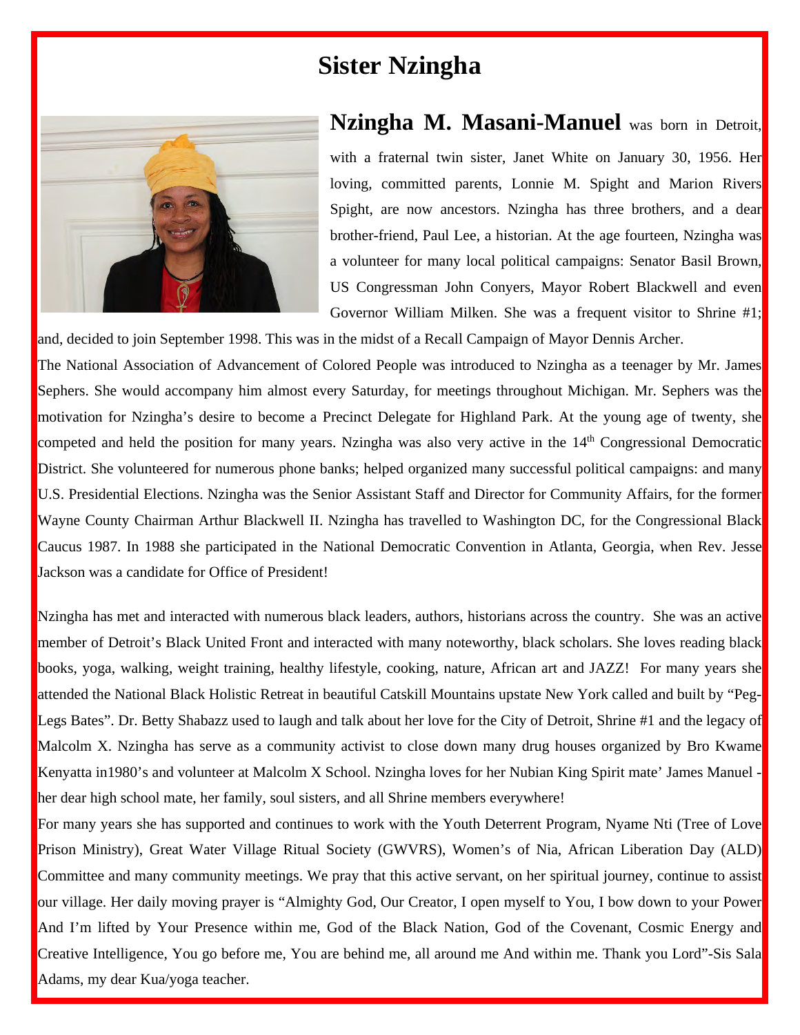# Sister Nzingha

**Nzingha M. Masani-Manuel** was born in Detroit, with a fraternal twin sister, Janet White on January 30, 1956. Her loving, committed parents, Lonnie M. Spight and Marion Rivers Spight, are now ancestors. Nzingha has three brothers, and a dear brother-friend, Paul Lee, a historian. At the age fourteen, Nzingha was a volunteer for many local political campaigns: Senator Basil Brown, US Congressman John Conyers, Mayor Robert Blackwell and even Governor William Milken. She was a frequent visitor to Shrine #1; and, decided to join September 1998. This was in the midst of a Recall Campaign of Mayor Dennis Archer.

The National Association of Advancement of Colored People was introduced to Nzingha as a teenager by Mr. James Sephers. She would accompany him almost every Saturday, for meetings throughout Michigan. Mr. Sephers was the motivation for Nzingha's desire to become a Precinct Delegate for Highland Park. At the young age of twenty, she competed and held the position for many years. Nzingha was also very active in the 14th Congressional Democratic District. She volunteered for numerous phone banks; helped organized many successful political campaigns: and many U.S. Presidential Elections. Nzingha was the Senior Assistant Staff and Director for Community Affairs, for the former Wayne County Chairman Arthur Blackwell II. Nzingha has travelled to Washington DC, for the Congressional Black Caucus 1987. In 1988 she participated in the National Democratic Convention in Atlanta, Georgia, when Rev. Jesse Jackson was a candidate for Office of President!

Nzingha has met and interacted with numerous black leaders, authors, historians across the country. She was an active member of Detroit's Black United Front and interacted with many noteworthy, black scholars. She loves reading black books, yoga, walking, weight training, healthy lifestyle, cooking, nature, African art and JAZZ! For many years she attended the National Black Holistic Retreat in beautiful Catskill Mountains upstate New York called and built by "Peg-Legs Bates". Dr. Betty Shabazz used to laugh and talk about her love for the City of Detroit, Shrine #1 and the legacy of Malcolm X. Nzingha has serve as a community activist to close down many drug houses organized by Bro Kwame Kenyatta in1980's and volunteer at Malcolm X School. Nzingha loves for her Nubian King Spirit mate' James Manuel - her dear high school mate, her family, soul sisters, and all Shrine members everywhere!

For many years she has supported and continues to work with the Youth Deterrent Program, Nyame Nti (Tree of Love Prison Ministry), Great Water Village Ritual Society (GWVRS), Women's of Nia, African Liberation Day (ALD) Committee and many community meetings. We pray that this active servant, on her spiritual journey, continue to assist our village. Her daily moving prayer is "Almighty God, Our Creator, I open myself to You, I bow down to your Power And I'm lifted by Your Presence within me, God of the Black Nation, God of the Covenant, Cosmic Energy and Creative Intelligence, You go before me, You are behind me, all around me And within me. Thank you Lord"-Sis Sala Adams, my dear Kua/yoga teacher.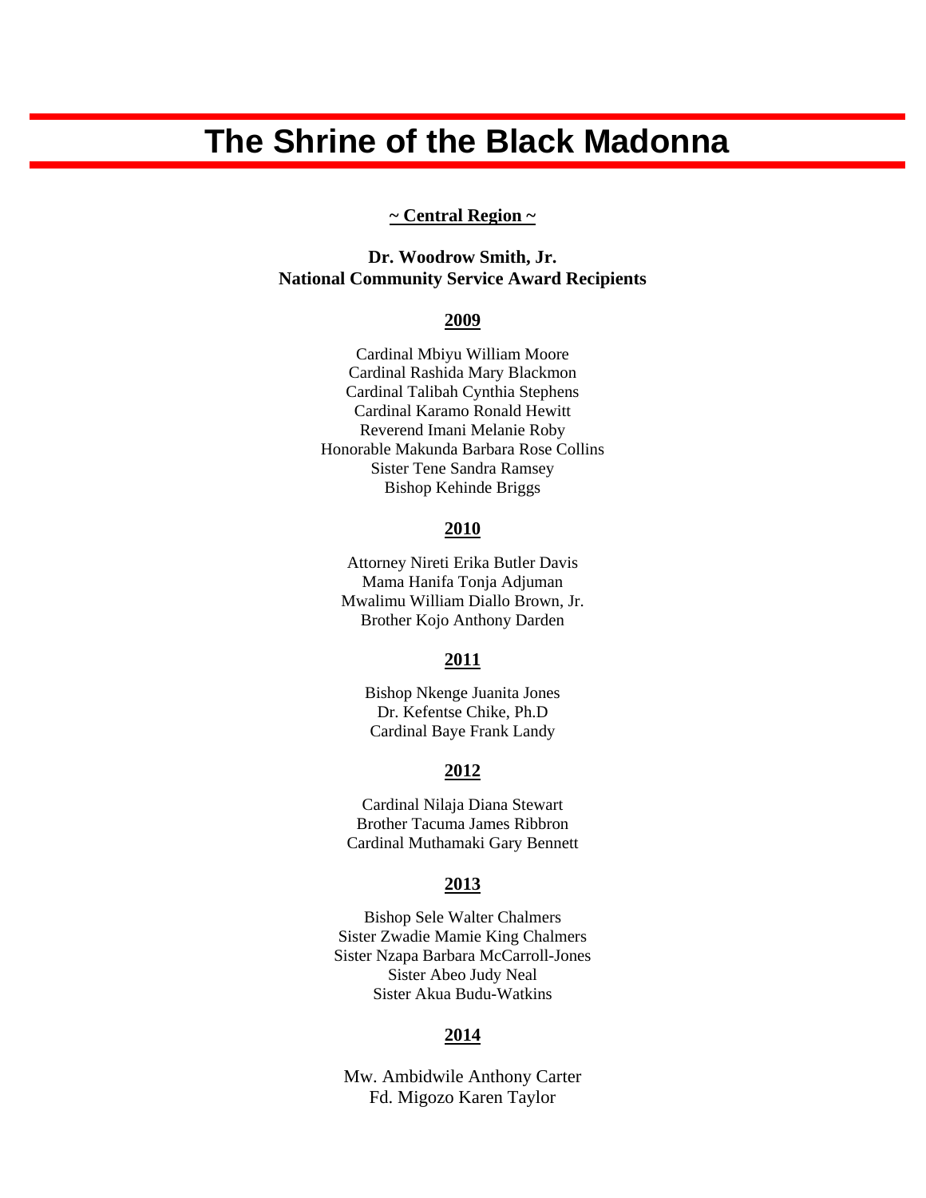# The Shrine of the Black Madonna

**~ Central Region ~**

**Dr. Woodrow Smith, Jr.**
**National Community Service Award Recipients**

**2009**

Cardinal Mbiyu William Moore
Cardinal Rashida Mary Blackmon
Cardinal Talibah Cynthia Stephens
Cardinal Karamo Ronald Hewitt
Reverend Imani Melanie Roby
Honorable Makunda Barbara Rose Collins
Sister Tene Sandra Ramsey
Bishop Kehinde Briggs

**2010**

Attorney Nireti Erika Butler Davis
Mama Hanifa Tonja Adjuman
Mwalimu William Diallo Brown, Jr.
Brother Kojo Anthony Darden

**2011**

Bishop Nkenge Juanita Jones
Dr. Kefentse Chike, Ph.D
Cardinal Baye Frank Landy

**2012**

Cardinal Nilaja Diana Stewart
Brother Tacuma James Ribbron
Cardinal Muthamaki Gary Bennett

**2013**

Bishop Sele Walter Chalmers
Sister Zwadie Mamie King Chalmers
Sister Nzapa Barbara McCarroll-Jones
Sister Abeo Judy Neal
Sister Akua Budu-Watkins

**2014**

Mw. Ambidwile Anthony Carter
Fd. Migozo Karen Taylor